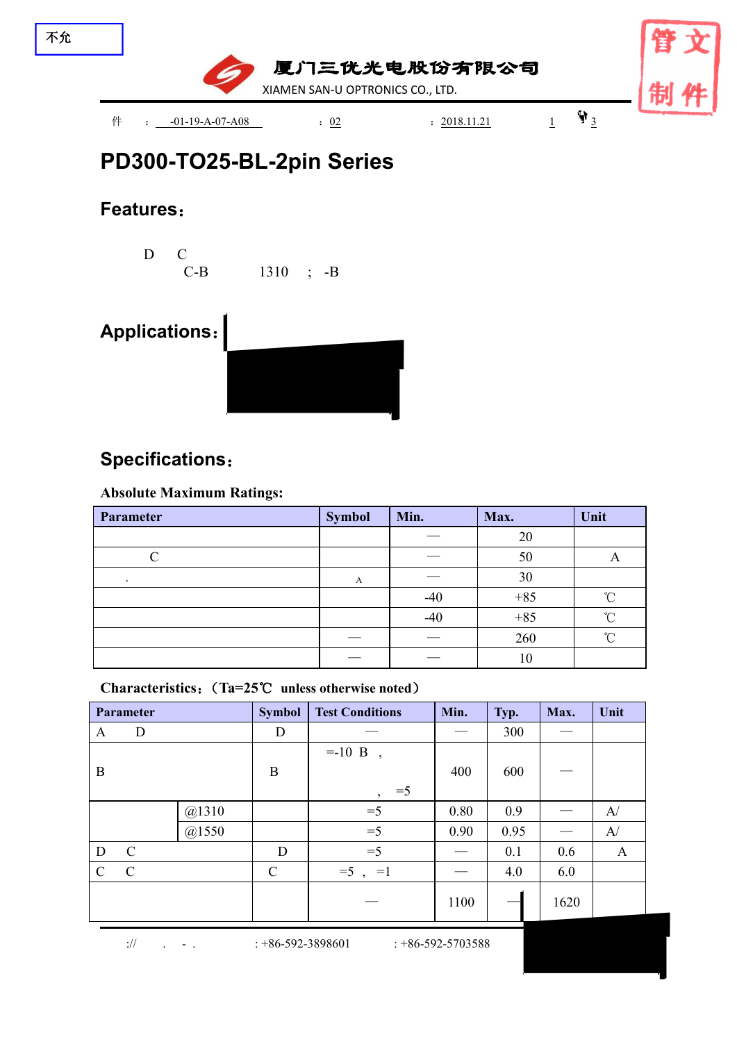不允

厦门三优光电股份有限公司

XIAMEN SAN-U OPTRONICS CO., LTD.

件 : -01-19-A-07-A08 : 02 : 2018.11.21 1 3

管文制件

# PD300-TO25-BL-2pin Series

## Features:

D C
C-B 1310 ; -B

## Applications:

## Specifications:

### Absolute Maximum Ratings:

| Parameter | Symbol | Min. | Max. | Unit |
|---|---|---|---|---|
| | | — | 20 | |
| C | | — | 50 | A |
| . | A | — | 30 | |
| | | -40 | +85 | ℃ |
| | | -40 | +85 | ℃ |
| | — | — | 260 | ℃ |
| | — | — | 10 | |

### Characteristics:（Ta=25℃ unless otherwise noted）

| Parameter | | Symbol | Test Conditions | Min. | Typ. | Max. | Unit |
|---|---|---|---|---|---|---|---|
| A D | | D | — | — | 300 | — | |
| B | | B | =-10 B , , =5 | 400 | 600 | — | |
| | @1310 | | =5 | 0.80 | 0.9 | — | A/ |
| | @1550 | | =5 | 0.90 | 0.95 | — | A/ |
| D C | | D | =5 | — | 0.1 | 0.6 | A |
| C C | | C | =5 , =1 | — | 4.0 | 6.0 | |
| | | | — | 1100 | — | 1620 | |

:// . - . : +86-592-3898601 : +86-592-5703588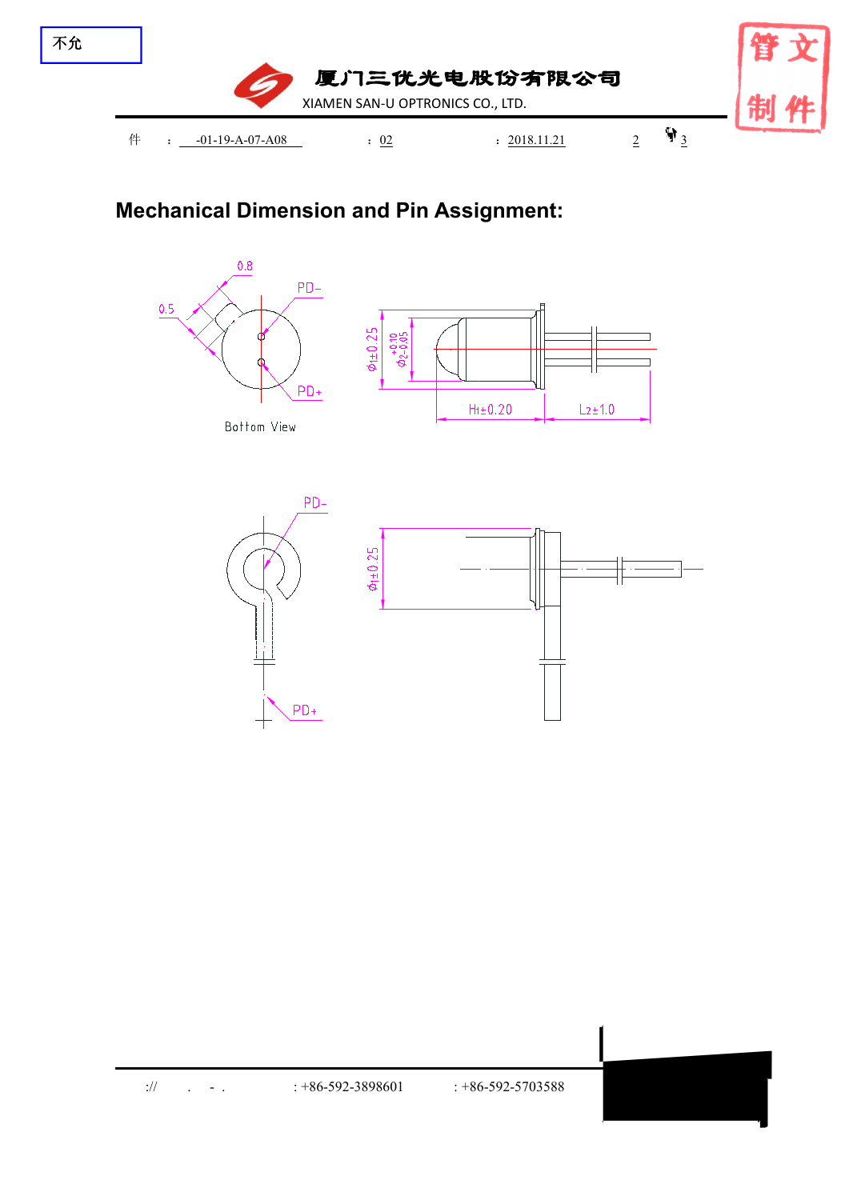不允

厦门三优光电股份有限公司

XIAMEN SAN-U OPTRONICS CO., LTD.

件 : -01-19-A-07-A08 : 02 : 2018.11.21 2 3

## Mechanical Dimension and Pin Assignment:

0.8

0.5

PD-

PD+

Bottom View

$\phi_1 \pm 0.25$

$\phi_2{}^{+0.10}_{-0.05}$

$H_1 \pm 0.20$

$L_2 \pm 1.0$

PD-

PD+

$\phi_1 \pm 0.25$

: +86-592-3898601 : +86-592-5703588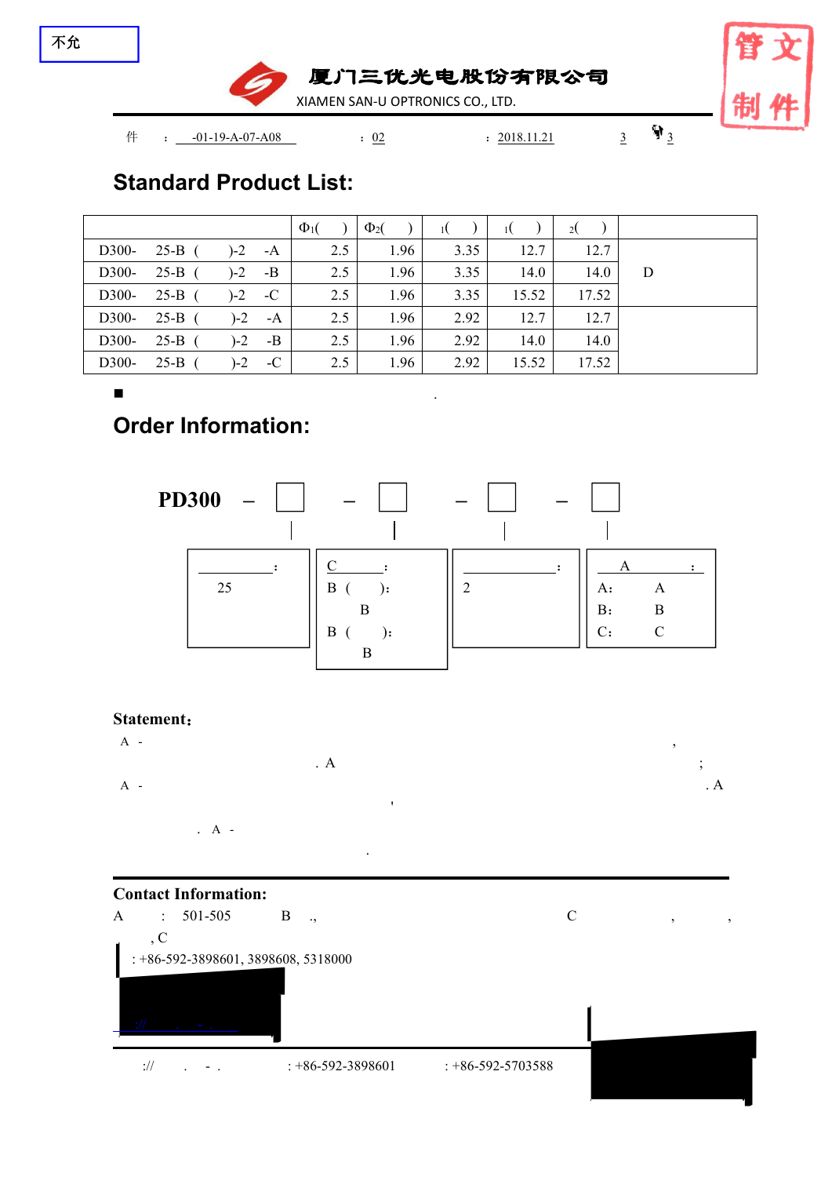不允

厦门三优光电股份有限公司
XIAMEN SAN-U OPTRONICS CO., LTD.

件 ： -01-19-A-07-A08 ： 02 ： 2018.11.21 3 3

## Standard Product List:

| | Φ1( ) | Φ2( ) | 1( ) | 1( ) | 2( ) | |
|---|---|---|---|---|---|---|
| D300- 25-B ( )-2 -A | 2.5 | 1.96 | 3.35 | 12.7 | 12.7 | D |
| D300- 25-B ( )-2 -B | 2.5 | 1.96 | 3.35 | 14.0 | 14.0 | |
| D300- 25-B ( )-2 -C | 2.5 | 1.96 | 3.35 | 15.52 | 17.52 | |
| D300- 25-B ( )-2 -A | 2.5 | 1.96 | 2.92 | 12.7 | 12.7 | |
| D300- 25-B ( )-2 -B | 2.5 | 1.96 | 2.92 | 14.0 | 14.0 | |
| D300- 25-B ( )-2 -C | 2.5 | 1.96 | 2.92 | 15.52 | 17.52 | |

■ .

## Order Information:

**PD300** – □ – □ – □ – □

| : | C : | : | A : |
|---|---|---|---|
| 25 | B ( ): B<br>B ( ): B | 2 | A: A<br>B: B<br>C: C |

**Statement:**

A - , . A ;
A - . A
'
. A -
.

**Contact Information:**

A : 501-505 B ., C , ,
, C
: +86-592-3898601, 3898608, 5318000

:// . - .

:// . - . : +86-592-3898601 : +86-592-5703588